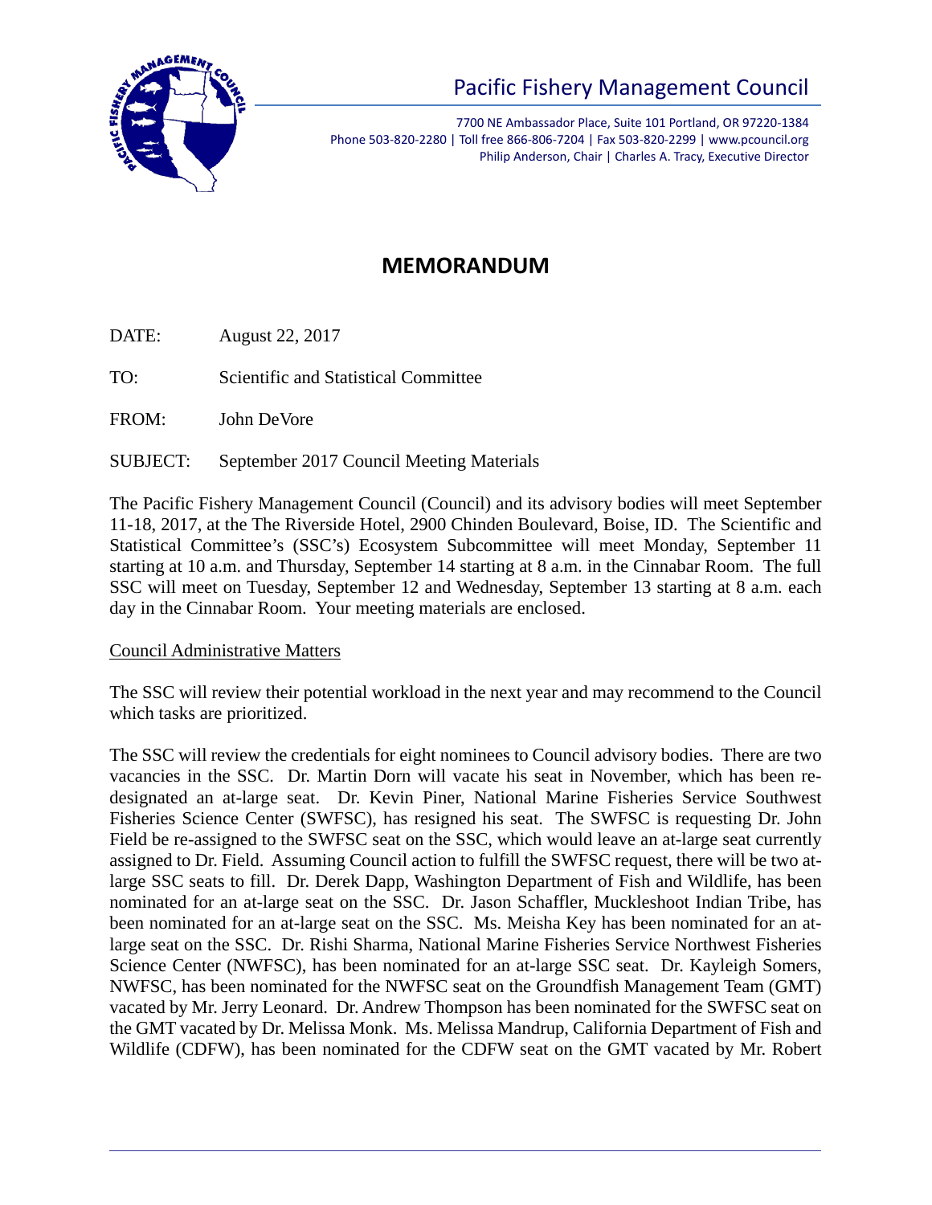# Pacific Fishery Management Council

7700 NE Ambassador Place, Suite 101 Portland, OR 97220-1384
Phone 503-820-2280 | Toll free 866-806-7204 | Fax 503-820-2299 | www.pcouncil.org
Philip Anderson, Chair | Charles A. Tracy, Executive Director

## MEMORANDUM

DATE: August 22, 2017

TO: Scientific and Statistical Committee

FROM: John DeVore

SUBJECT: September 2017 Council Meeting Materials

The Pacific Fishery Management Council (Council) and its advisory bodies will meet September 11-18, 2017, at the The Riverside Hotel, 2900 Chinden Boulevard, Boise, ID. The Scientific and Statistical Committee's (SSC's) Ecosystem Subcommittee will meet Monday, September 11 starting at 10 a.m. and Thursday, September 14 starting at 8 a.m. in the Cinnabar Room. The full SSC will meet on Tuesday, September 12 and Wednesday, September 13 starting at 8 a.m. each day in the Cinnabar Room. Your meeting materials are enclosed.

Council Administrative Matters

The SSC will review their potential workload in the next year and may recommend to the Council which tasks are prioritized.

The SSC will review the credentials for eight nominees to Council advisory bodies. There are two vacancies in the SSC. Dr. Martin Dorn will vacate his seat in November, which has been re-designated an at-large seat. Dr. Kevin Piner, National Marine Fisheries Service Southwest Fisheries Science Center (SWFSC), has resigned his seat. The SWFSC is requesting Dr. John Field be re-assigned to the SWFSC seat on the SSC, which would leave an at-large seat currently assigned to Dr. Field. Assuming Council action to fulfill the SWFSC request, there will be two at-large SSC seats to fill. Dr. Derek Dapp, Washington Department of Fish and Wildlife, has been nominated for an at-large seat on the SSC. Dr. Jason Schaffler, Muckleshoot Indian Tribe, has been nominated for an at-large seat on the SSC. Ms. Meisha Key has been nominated for an at-large seat on the SSC. Dr. Rishi Sharma, National Marine Fisheries Service Northwest Fisheries Science Center (NWFSC), has been nominated for an at-large SSC seat. Dr. Kayleigh Somers, NWFSC, has been nominated for the NWFSC seat on the Groundfish Management Team (GMT) vacated by Mr. Jerry Leonard. Dr. Andrew Thompson has been nominated for the SWFSC seat on the GMT vacated by Dr. Melissa Monk. Ms. Melissa Mandrup, California Department of Fish and Wildlife (CDFW), has been nominated for the CDFW seat on the GMT vacated by Mr. Robert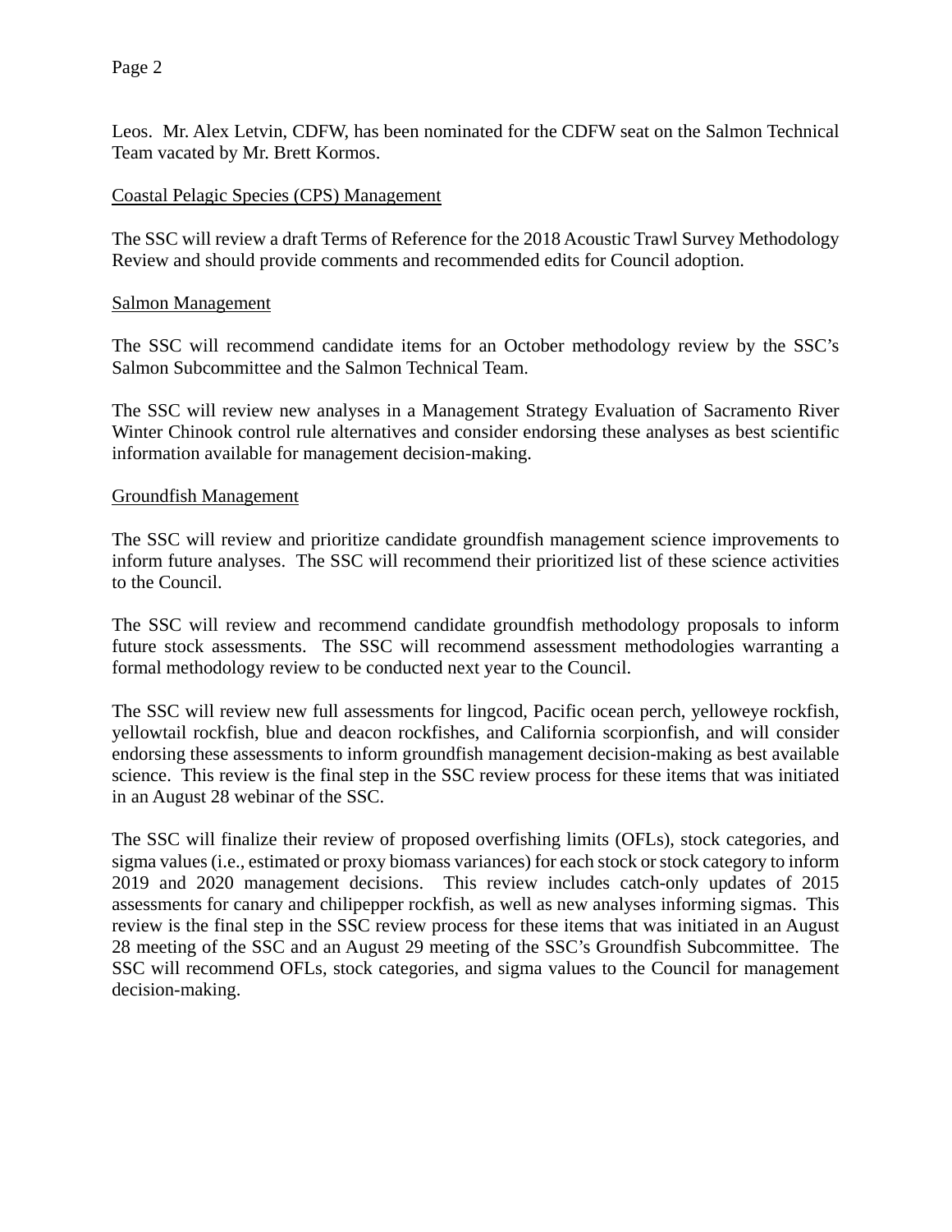Leos. Mr. Alex Letvin, CDFW, has been nominated for the CDFW seat on the Salmon Technical Team vacated by Mr. Brett Kormos.

## Coastal Pelagic Species (CPS) Management

The SSC will review a draft Terms of Reference for the 2018 Acoustic Trawl Survey Methodology Review and should provide comments and recommended edits for Council adoption.

## Salmon Management

The SSC will recommend candidate items for an October methodology review by the SSC's Salmon Subcommittee and the Salmon Technical Team.

The SSC will review new analyses in a Management Strategy Evaluation of Sacramento River Winter Chinook control rule alternatives and consider endorsing these analyses as best scientific information available for management decision-making.

## Groundfish Management

The SSC will review and prioritize candidate groundfish management science improvements to inform future analyses. The SSC will recommend their prioritized list of these science activities to the Council.

The SSC will review and recommend candidate groundfish methodology proposals to inform future stock assessments. The SSC will recommend assessment methodologies warranting a formal methodology review to be conducted next year to the Council.

The SSC will review new full assessments for lingcod, Pacific ocean perch, yelloweye rockfish, yellowtail rockfish, blue and deacon rockfishes, and California scorpionfish, and will consider endorsing these assessments to inform groundfish management decision-making as best available science. This review is the final step in the SSC review process for these items that was initiated in an August 28 webinar of the SSC.

The SSC will finalize their review of proposed overfishing limits (OFLs), stock categories, and sigma values (i.e., estimated or proxy biomass variances) for each stock or stock category to inform 2019 and 2020 management decisions. This review includes catch-only updates of 2015 assessments for canary and chilipepper rockfish, as well as new analyses informing sigmas. This review is the final step in the SSC review process for these items that was initiated in an August 28 meeting of the SSC and an August 29 meeting of the SSC's Groundfish Subcommittee. The SSC will recommend OFLs, stock categories, and sigma values to the Council for management decision-making.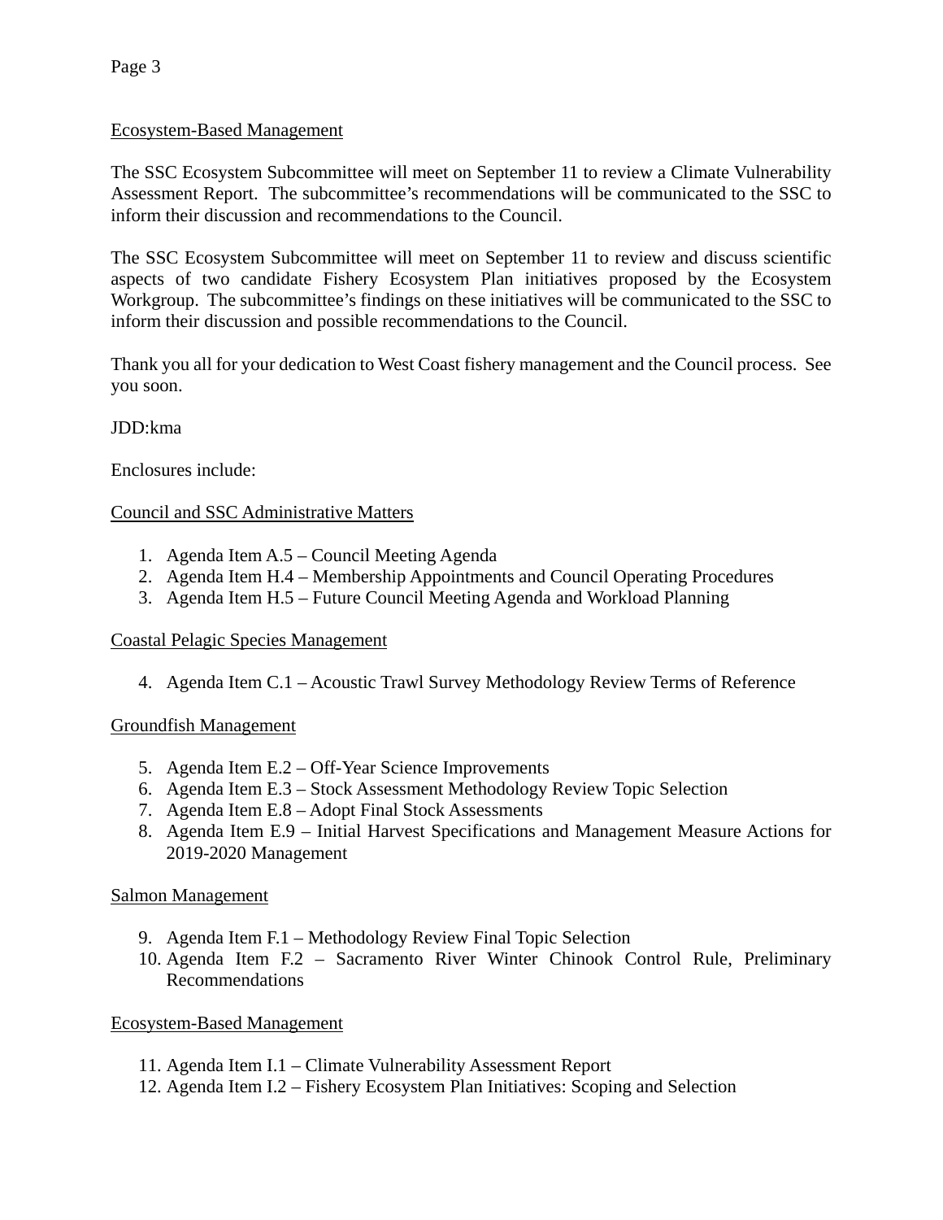## Ecosystem-Based Management

The SSC Ecosystem Subcommittee will meet on September 11 to review a Climate Vulnerability Assessment Report. The subcommittee's recommendations will be communicated to the SSC to inform their discussion and recommendations to the Council.

The SSC Ecosystem Subcommittee will meet on September 11 to review and discuss scientific aspects of two candidate Fishery Ecosystem Plan initiatives proposed by the Ecosystem Workgroup. The subcommittee's findings on these initiatives will be communicated to the SSC to inform their discussion and possible recommendations to the Council.

Thank you all for your dedication to West Coast fishery management and the Council process. See you soon.

JDD:kma

Enclosures include:

### Council and SSC Administrative Matters

1. Agenda Item A.5 – Council Meeting Agenda
2. Agenda Item H.4 – Membership Appointments and Council Operating Procedures
3. Agenda Item H.5 – Future Council Meeting Agenda and Workload Planning

### Coastal Pelagic Species Management

4. Agenda Item C.1 – Acoustic Trawl Survey Methodology Review Terms of Reference

### Groundfish Management

5. Agenda Item E.2 – Off-Year Science Improvements
6. Agenda Item E.3 – Stock Assessment Methodology Review Topic Selection
7. Agenda Item E.8 – Adopt Final Stock Assessments
8. Agenda Item E.9 – Initial Harvest Specifications and Management Measure Actions for 2019-2020 Management

### Salmon Management

9. Agenda Item F.1 – Methodology Review Final Topic Selection
10. Agenda Item F.2 – Sacramento River Winter Chinook Control Rule, Preliminary Recommendations

### Ecosystem-Based Management

11. Agenda Item I.1 – Climate Vulnerability Assessment Report
12. Agenda Item I.2 – Fishery Ecosystem Plan Initiatives: Scoping and Selection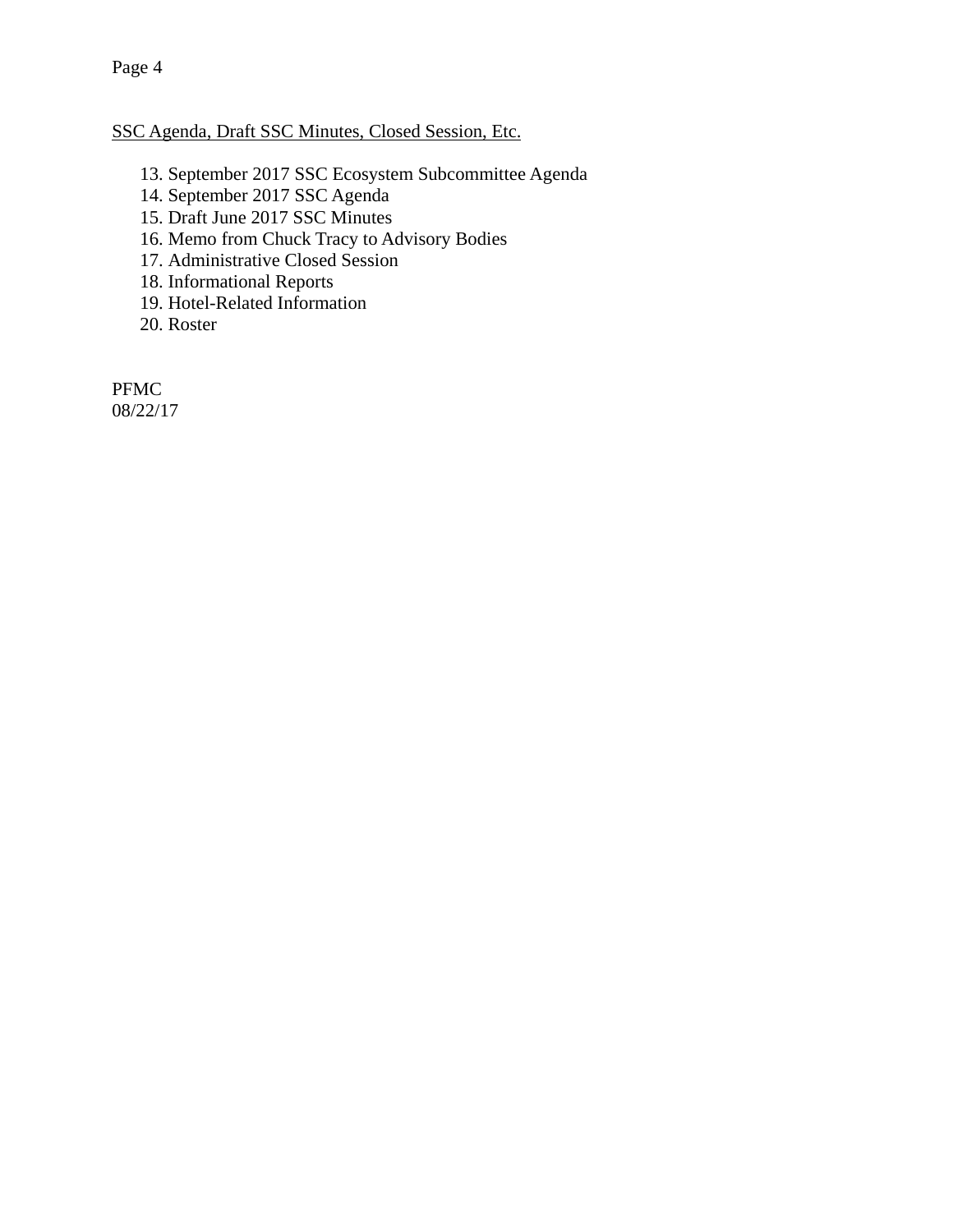SSC Agenda, Draft SSC Minutes, Closed Session, Etc.

13. September 2017 SSC Ecosystem Subcommittee Agenda
14. September 2017 SSC Agenda
15. Draft June 2017 SSC Minutes
16. Memo from Chuck Tracy to Advisory Bodies
17. Administrative Closed Session
18. Informational Reports
19. Hotel-Related Information
20. Roster

PFMC
08/22/17